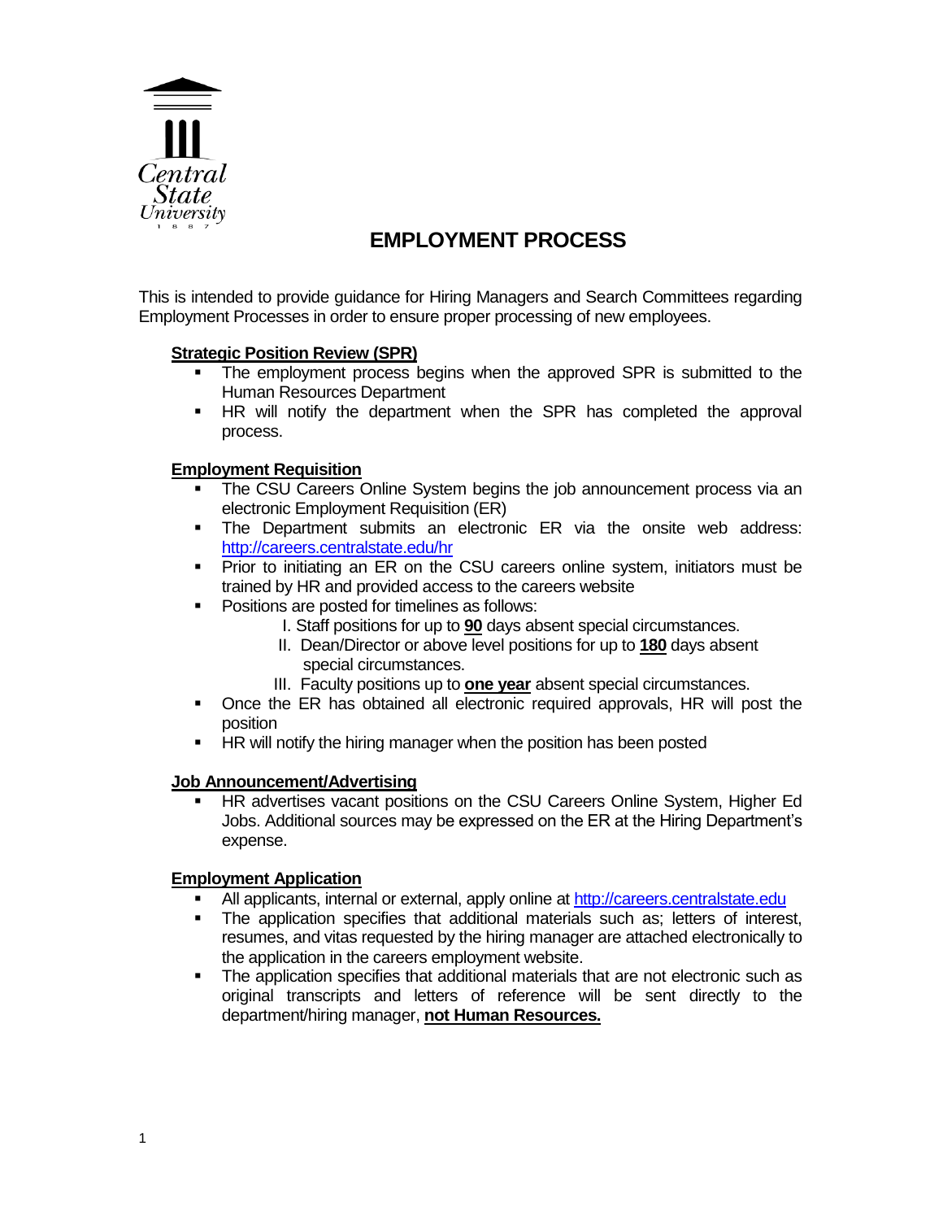Central State University 1887

# EMPLOYMENT PROCESS

This is intended to provide guidance for Hiring Managers and Search Committees regarding Employment Processes in order to ensure proper processing of new employees.

## Strategic Position Review (SPR)

- The employment process begins when the approved SPR is submitted to the Human Resources Department
- HR will notify the department when the SPR has completed the approval process.

## Employment Requisition

- The CSU Careers Online System begins the job announcement process via an electronic Employment Requisition (ER)
- The Department submits an electronic ER via the onsite web address: [http://careers.centralstate.edu/hr](http://careers.centralstate.edu/hr)
- Prior to initiating an ER on the CSU careers online system, initiators must be trained by HR and provided access to the careers website
- Positions are posted for timelines as follows:
  - I. Staff positions for up to **90** days absent special circumstances.
  - II. Dean/Director or above level positions for up to **180** days absent special circumstances.
  - III. Faculty positions up to **one year** absent special circumstances.
- Once the ER has obtained all electronic required approvals, HR will post the position
- HR will notify the hiring manager when the position has been posted

## Job Announcement/Advertising

- HR advertises vacant positions on the CSU Careers Online System, Higher Ed Jobs. Additional sources may be expressed on the ER at the Hiring Department's expense.

## Employment Application

- All applicants, internal or external, apply online at [http://careers.centralstate.edu](http://careers.centralstate.edu)
- The application specifies that additional materials such as; letters of interest, resumes, and vitas requested by the hiring manager are attached electronically to the application in the careers employment website.
- The application specifies that additional materials that are not electronic such as original transcripts and letters of reference will be sent directly to the department/hiring manager, **not Human Resources.**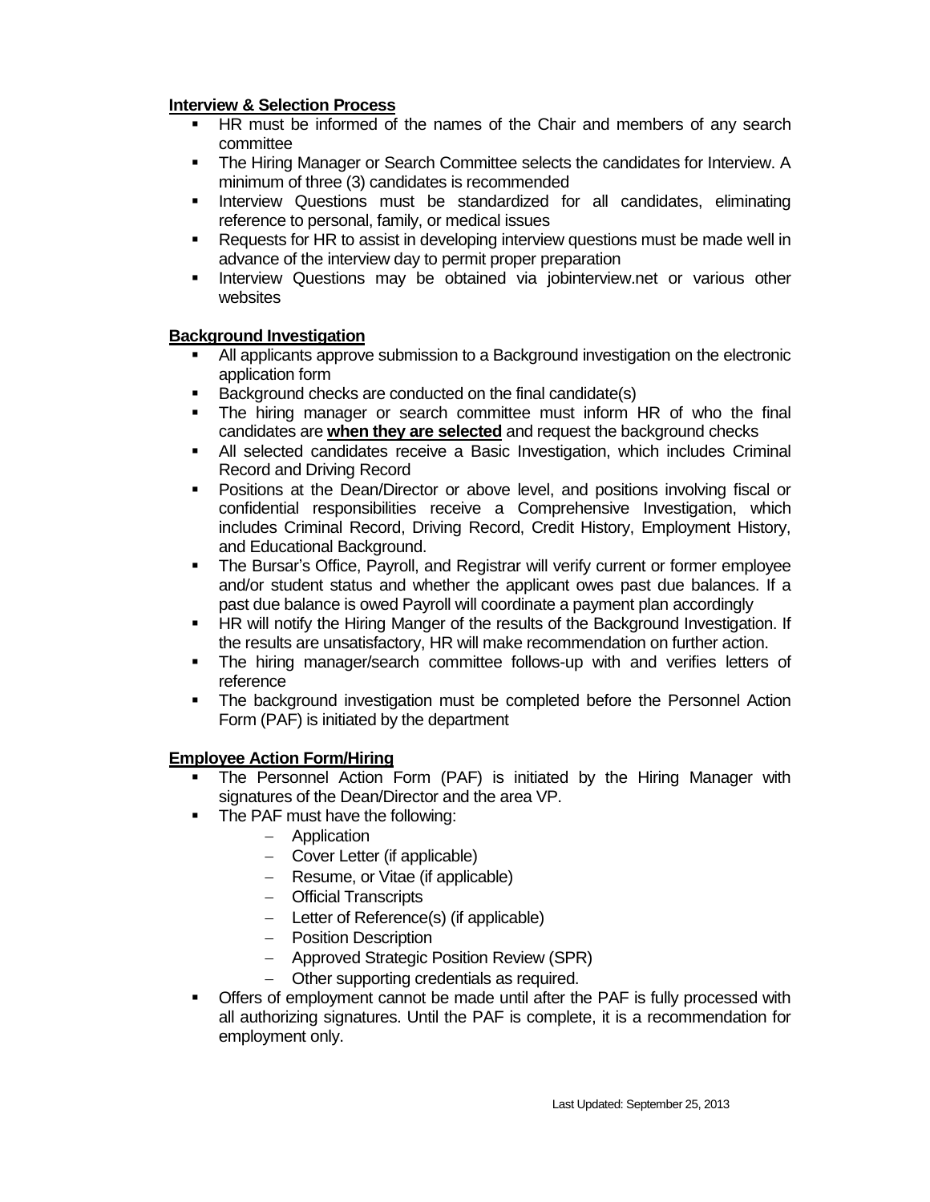**Interview & Selection Process**

- HR must be informed of the names of the Chair and members of any search committee
- The Hiring Manager or Search Committee selects the candidates for Interview. A minimum of three (3) candidates is recommended
- Interview Questions must be standardized for all candidates, eliminating reference to personal, family, or medical issues
- Requests for HR to assist in developing interview questions must be made well in advance of the interview day to permit proper preparation
- Interview Questions may be obtained via jobinterview.net or various other websites

**Background Investigation**

- All applicants approve submission to a Background investigation on the electronic application form
- Background checks are conducted on the final candidate(s)
- The hiring manager or search committee must inform HR of who the final candidates are **when they are selected** and request the background checks
- All selected candidates receive a Basic Investigation, which includes Criminal Record and Driving Record
- Positions at the Dean/Director or above level, and positions involving fiscal or confidential responsibilities receive a Comprehensive Investigation, which includes Criminal Record, Driving Record, Credit History, Employment History, and Educational Background.
- The Bursar's Office, Payroll, and Registrar will verify current or former employee and/or student status and whether the applicant owes past due balances. If a past due balance is owed Payroll will coordinate a payment plan accordingly
- HR will notify the Hiring Manger of the results of the Background Investigation. If the results are unsatisfactory, HR will make recommendation on further action.
- The hiring manager/search committee follows-up with and verifies letters of reference
- The background investigation must be completed before the Personnel Action Form (PAF) is initiated by the department

**Employee Action Form/Hiring**

- The Personnel Action Form (PAF) is initiated by the Hiring Manager with signatures of the Dean/Director and the area VP.
- The PAF must have the following:
  - Application
  - Cover Letter (if applicable)
  - Resume, or Vitae (if applicable)
  - Official Transcripts
  - Letter of Reference(s) (if applicable)
  - Position Description
  - Approved Strategic Position Review (SPR)
  - Other supporting credentials as required.
- Offers of employment cannot be made until after the PAF is fully processed with all authorizing signatures. Until the PAF is complete, it is a recommendation for employment only.

Last Updated: September 25, 2013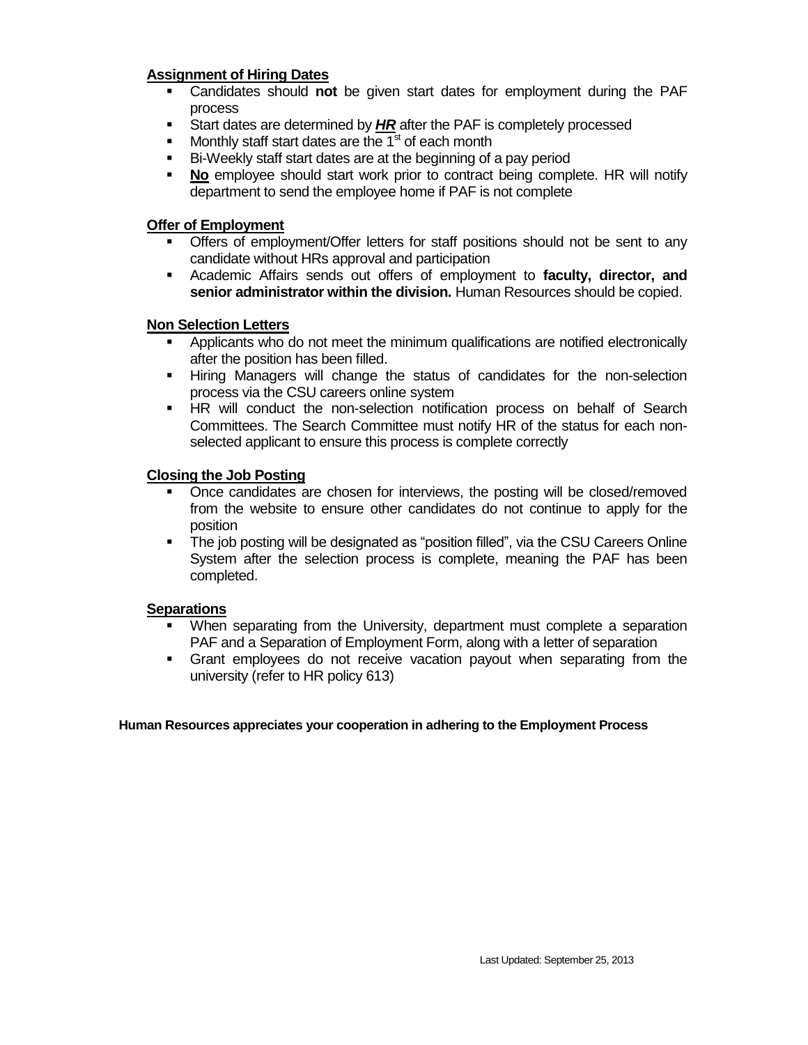**Assignment of Hiring Dates**

- Candidates should **not** be given start dates for employment during the PAF process
- Start dates are determined by ***HR*** after the PAF is completely processed
- Monthly staff start dates are the 1st of each month
- Bi-Weekly staff start dates are at the beginning of a pay period
- **No** employee should start work prior to contract being complete. HR will notify department to send the employee home if PAF is not complete

**Offer of Employment**

- Offers of employment/Offer letters for staff positions should not be sent to any candidate without HRs approval and participation
- Academic Affairs sends out offers of employment to **faculty, director, and senior administrator within the division.** Human Resources should be copied.

**Non Selection Letters**

- Applicants who do not meet the minimum qualifications are notified electronically after the position has been filled.
- Hiring Managers will change the status of candidates for the non-selection process via the CSU careers online system
- HR will conduct the non-selection notification process on behalf of Search Committees. The Search Committee must notify HR of the status for each non-selected applicant to ensure this process is complete correctly

**Closing the Job Posting**

- Once candidates are chosen for interviews, the posting will be closed/removed from the website to ensure other candidates do not continue to apply for the position
- The job posting will be designated as "position filled", via the CSU Careers Online System after the selection process is complete, meaning the PAF has been completed.

**Separations**

- When separating from the University, department must complete a separation PAF and a Separation of Employment Form, along with a letter of separation
- Grant employees do not receive vacation payout when separating from the university (refer to HR policy 613)

**Human Resources appreciates your cooperation in adhering to the Employment Process**

Last Updated: September 25, 2013